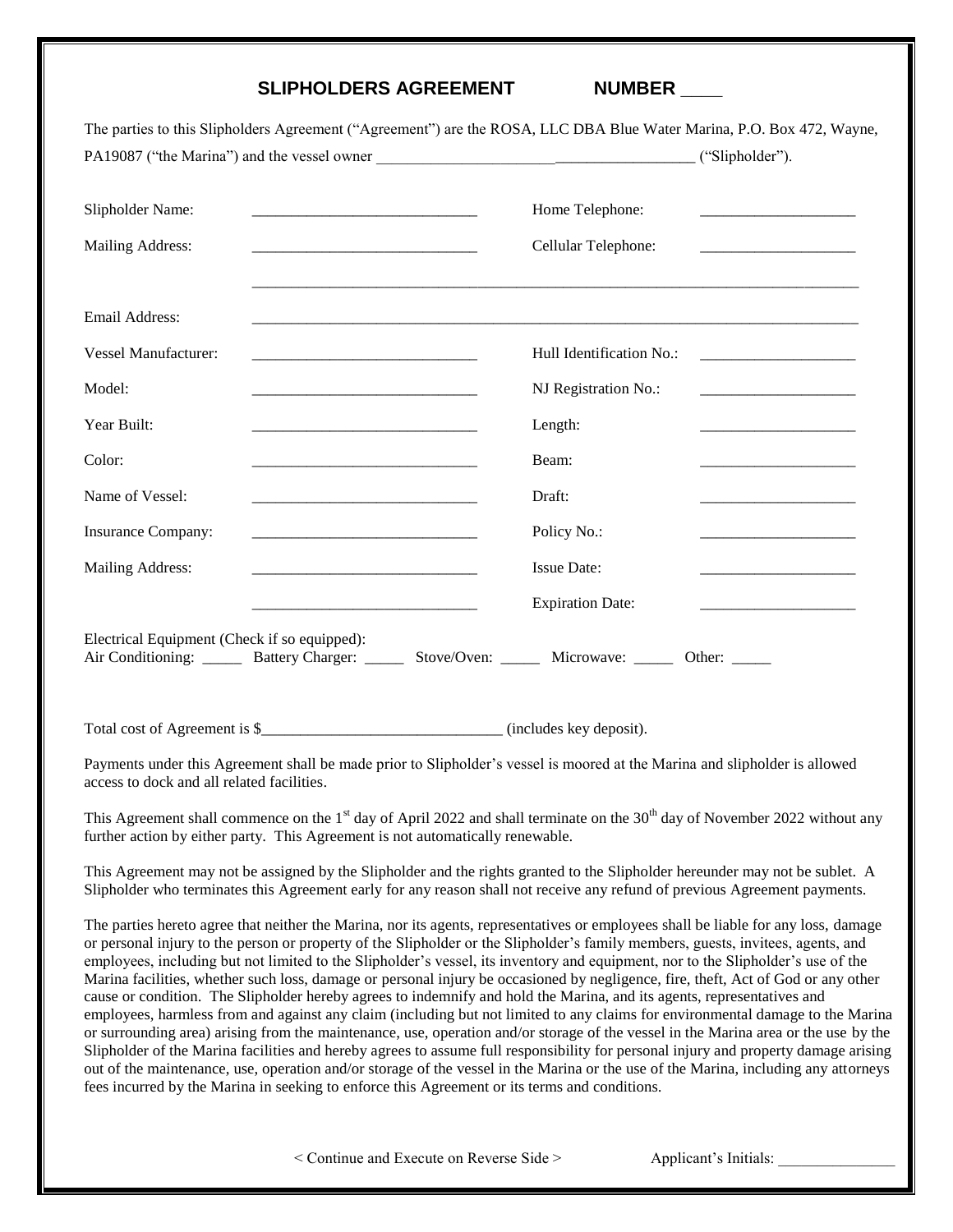## SLIPHOLDERS AGREEMENT NUMBER ____

The parties to this Slipholders Agreement ("Agreement") are the ROSA, LLC DBA Blue Water Marina, P.O. Box 472, Wayne, PA19087 ("the Marina") and the vessel owner ________________________________________ ("Slipholder").

| | | | |
|---|---|---|---|
| Slipholder Name: | ____________________ | Home Telephone: | ____________________ |
| Mailing Address: | ____________________ | Cellular Telephone: | ____________________ |
| | ____________________ | | |
| Email Address: | ____________________ | | |
| Vessel Manufacturer: | ____________________ | Hull Identification No.: | ____________________ |
| Model: | ____________________ | NJ Registration No.: | ____________________ |
| Year Built: | ____________________ | Length: | ____________________ |
| Color: | ____________________ | Beam: | ____________________ |
| Name of Vessel: | ____________________ | Draft: | ____________________ |
| Insurance Company: | ____________________ | Policy No.: | ____________________ |
| Mailing Address: | ____________________ | Issue Date: | ____________________ |
| | ____________________ | Expiration Date: | ____________________ |

Electrical Equipment (Check if so equipped):
Air Conditioning: _____ Battery Charger: _____ Stove/Oven: _____ Microwave: _____ Other: _____

Total cost of Agreement is $_______________________________ (includes key deposit).

Payments under this Agreement shall be made prior to Slipholder's vessel is moored at the Marina and slipholder is allowed access to dock and all related facilities.

This Agreement shall commence on the 1st day of April 2022 and shall terminate on the 30th day of November 2022 without any further action by either party. This Agreement is not automatically renewable.

This Agreement may not be assigned by the Slipholder and the rights granted to the Slipholder hereunder may not be sublet. A Slipholder who terminates this Agreement early for any reason shall not receive any refund of previous Agreement payments.

The parties hereto agree that neither the Marina, nor its agents, representatives or employees shall be liable for any loss, damage or personal injury to the person or property of the Slipholder or the Slipholder's family members, guests, invitees, agents, and employees, including but not limited to the Slipholder's vessel, its inventory and equipment, nor to the Slipholder's use of the Marina facilities, whether such loss, damage or personal injury be occasioned by negligence, fire, theft, Act of God or any other cause or condition. The Slipholder hereby agrees to indemnify and hold the Marina, and its agents, representatives and employees, harmless from and against any claim (including but not limited to any claims for environmental damage to the Marina or surrounding area) arising from the maintenance, use, operation and/or storage of the vessel in the Marina area or the use by the Slipholder of the Marina facilities and hereby agrees to assume full responsibility for personal injury and property damage arising out of the maintenance, use, operation and/or storage of the vessel in the Marina or the use of the Marina, including any attorneys fees incurred by the Marina in seeking to enforce this Agreement or its terms and conditions.

< Continue and Execute on Reverse Side > Applicant's Initials: _______________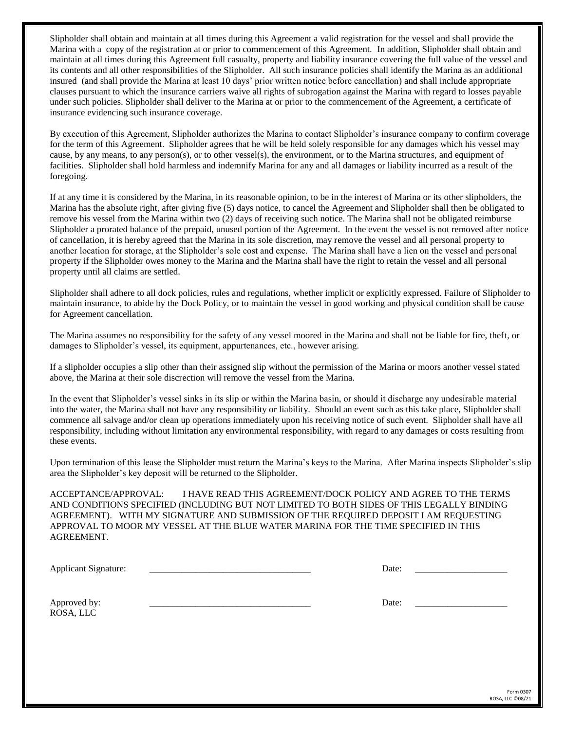Slipholder shall obtain and maintain at all times during this Agreement a valid registration for the vessel and shall provide the Marina with a copy of the registration at or prior to commencement of this Agreement. In addition, Slipholder shall obtain and maintain at all times during this Agreement full casualty, property and liability insurance covering the full value of the vessel and its contents and all other responsibilities of the Slipholder. All such insurance policies shall identify the Marina as an additional insured (and shall provide the Marina at least 10 days' prior written notice before cancellation) and shall include appropriate clauses pursuant to which the insurance carriers waive all rights of subrogation against the Marina with regard to losses payable under such policies. Slipholder shall deliver to the Marina at or prior to the commencement of the Agreement, a certificate of insurance evidencing such insurance coverage.

By execution of this Agreement, Slipholder authorizes the Marina to contact Slipholder's insurance company to confirm coverage for the term of this Agreement. Slipholder agrees that he will be held solely responsible for any damages which his vessel may cause, by any means, to any person(s), or to other vessel(s), the environment, or to the Marina structures, and equipment of facilities. Slipholder shall hold harmless and indemnify Marina for any and all damages or liability incurred as a result of the foregoing.

If at any time it is considered by the Marina, in its reasonable opinion, to be in the interest of Marina or its other slipholders, the Marina has the absolute right, after giving five (5) days notice, to cancel the Agreement and Slipholder shall then be obligated to remove his vessel from the Marina within two (2) days of receiving such notice. The Marina shall not be obligated reimburse Slipholder a prorated balance of the prepaid, unused portion of the Agreement. In the event the vessel is not removed after notice of cancellation, it is hereby agreed that the Marina in its sole discretion, may remove the vessel and all personal property to another location for storage, at the Slipholder's sole cost and expense. The Marina shall have a lien on the vessel and personal property if the Slipholder owes money to the Marina and the Marina shall have the right to retain the vessel and all personal property until all claims are settled.

Slipholder shall adhere to all dock policies, rules and regulations, whether implicit or explicitly expressed. Failure of Slipholder to maintain insurance, to abide by the Dock Policy, or to maintain the vessel in good working and physical condition shall be cause for Agreement cancellation.

The Marina assumes no responsibility for the safety of any vessel moored in the Marina and shall not be liable for fire, theft, or damages to Slipholder's vessel, its equipment, appurtenances, etc., however arising.

If a slipholder occupies a slip other than their assigned slip without the permission of the Marina or moors another vessel stated above, the Marina at their sole discrection will remove the vessel from the Marina.

In the event that Slipholder's vessel sinks in its slip or within the Marina basin, or should it discharge any undesirable material into the water, the Marina shall not have any responsibility or liability. Should an event such as this take place, Slipholder shall commence all salvage and/or clean up operations immediately upon his receiving notice of such event. Slipholder shall have all responsibility, including without limitation any environmental responsibility, with regard to any damages or costs resulting from these events.

Upon termination of this lease the Slipholder must return the Marina's keys to the Marina. After Marina inspects Slipholder's slip area the Slipholder's key deposit will be returned to the Slipholder.

ACCEPTANCE/APPROVAL: I HAVE READ THIS AGREEMENT/DOCK POLICY AND AGREE TO THE TERMS AND CONDITIONS SPECIFIED (INCLUDING BUT NOT LIMITED TO BOTH SIDES OF THIS LEGALLY BINDING AGREEMENT). WITH MY SIGNATURE AND SUBMISSION OF THE REQUIRED DEPOSIT I AM REQUESTING APPROVAL TO MOOR MY VESSEL AT THE BLUE WATER MARINA FOR THE TIME SPECIFIED IN THIS AGREEMENT.

Applicant Signature: ___________________________________ Date: ____________________

Approved by: ___________________________________ Date: ____________________
ROSA, LLC

Form 0307
ROSA, LLC ©08/21